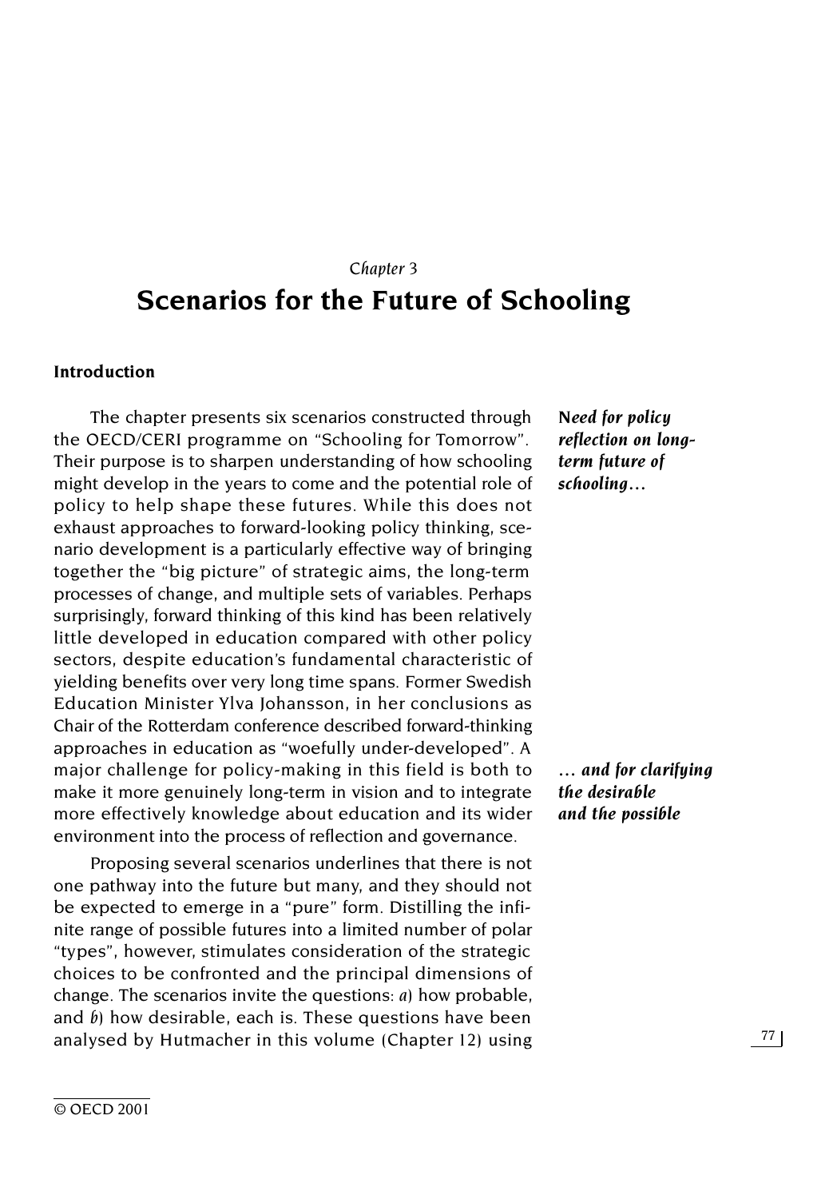*Chapter 3*

# Scenarios for the Future of Schooling

## Introduction

***Need for policy reflection on long-term future of schooling…***

The chapter presents six scenarios constructed through the OECD/CERI programme on "Schooling for Tomorrow". Their purpose is to sharpen understanding of how schooling might develop in the years to come and the potential role of policy to help shape these futures. While this does not exhaust approaches to forward-looking policy thinking, scenario development is a particularly effective way of bringing together the "big picture" of strategic aims, the long-term processes of change, and multiple sets of variables. Perhaps surprisingly, forward thinking of this kind has been relatively little developed in education compared with other policy sectors, despite education's fundamental characteristic of yielding benefits over very long time spans. Former Swedish Education Minister Ylva Johansson, in her conclusions as Chair of the Rotterdam conference described forward-thinking approaches in education as "woefully under-developed". A major challenge for policy-making in this field is both to make it more genuinely long-term in vision and to integrate more effectively knowledge about education and its wider environment into the process of reflection and governance.

***… and for clarifying the desirable and the possible***

Proposing several scenarios underlines that there is not one pathway into the future but many, and they should not be expected to emerge in a "pure" form. Distilling the infinite range of possible futures into a limited number of polar "types", however, stimulates consideration of the strategic choices to be confronted and the principal dimensions of change. The scenarios invite the questions: *a*) how probable, and *b*) how desirable, each is. These questions have been analysed by Hutmacher in this volume (Chapter 12) using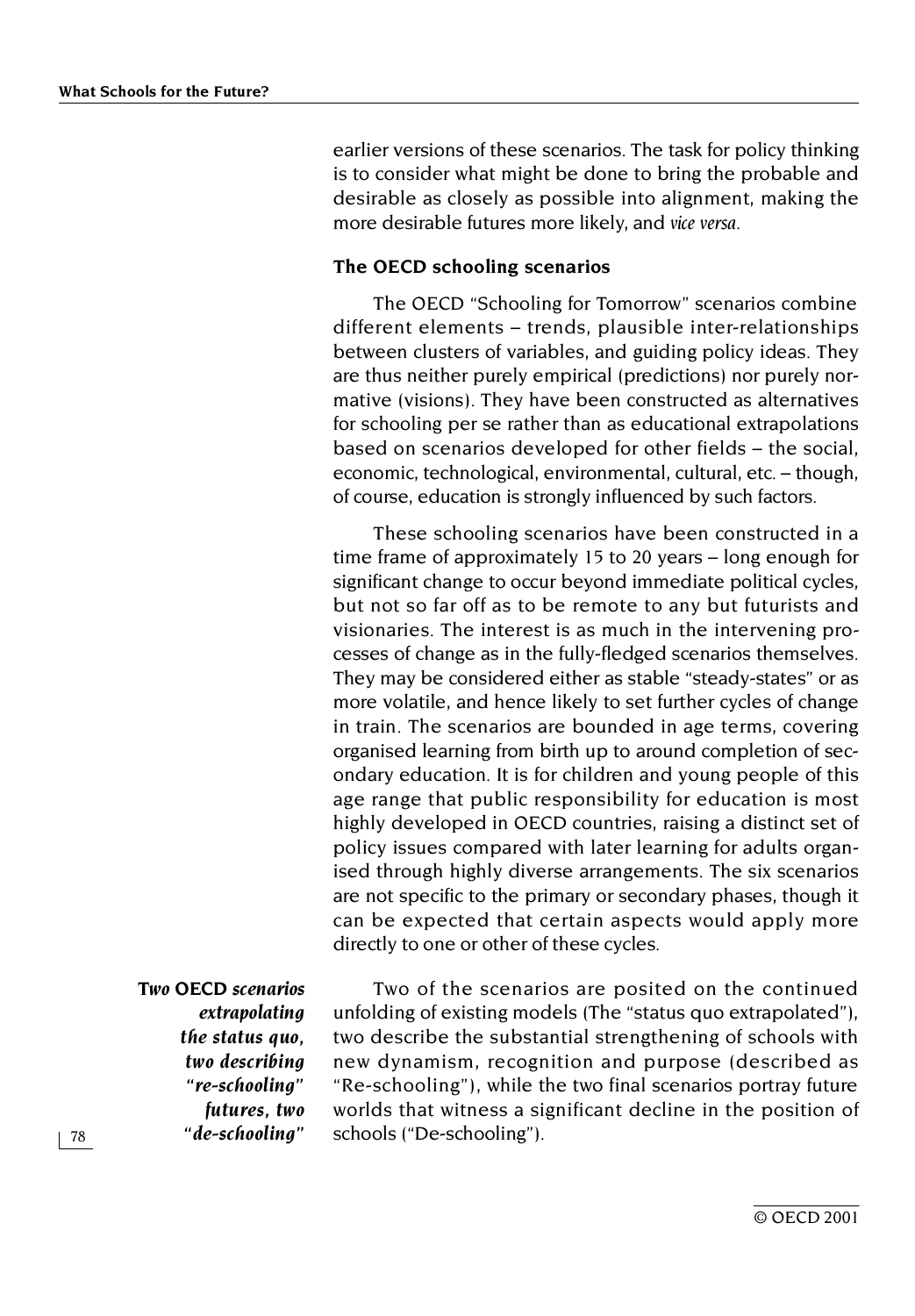earlier versions of these scenarios. The task for policy thinking is to consider what might be done to bring the probable and desirable as closely as possible into alignment, making the more desirable futures more likely, and *vice versa*.

### The OECD schooling scenarios

The OECD "Schooling for Tomorrow" scenarios combine different elements – trends, plausible inter-relationships between clusters of variables, and guiding policy ideas. They are thus neither purely empirical (predictions) nor purely normative (visions). They have been constructed as alternatives for schooling per se rather than as educational extrapolations based on scenarios developed for other fields – the social, economic, technological, environmental, cultural, etc. – though, of course, education is strongly influenced by such factors.

These schooling scenarios have been constructed in a time frame of approximately 15 to 20 years – long enough for significant change to occur beyond immediate political cycles, but not so far off as to be remote to any but futurists and visionaries. The interest is as much in the intervening processes of change as in the fully-fledged scenarios themselves. They may be considered either as stable "steady-states" or as more volatile, and hence likely to set further cycles of change in train. The scenarios are bounded in age terms, covering organised learning from birth up to around completion of secondary education. It is for children and young people of this age range that public responsibility for education is most highly developed in OECD countries, raising a distinct set of policy issues compared with later learning for adults organised through highly diverse arrangements. The six scenarios are not specific to the primary or secondary phases, though it can be expected that certain aspects would apply more directly to one or other of these cycles.

***Two OECD scenarios extrapolating the status quo, two describing "re-schooling" futures, two "de-schooling"***

Two of the scenarios are posited on the continued unfolding of existing models (The "status quo extrapolated"), two describe the substantial strengthening of schools with new dynamism, recognition and purpose (described as "Re-schooling"), while the two final scenarios portray future worlds that witness a significant decline in the position of schools ("De-schooling").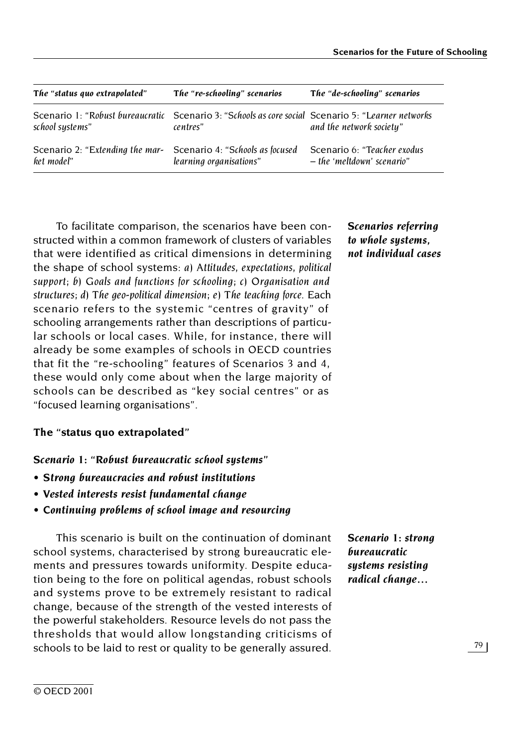| *The "status quo extrapolated"* | *The "re-schooling" scenarios* | *The "de-schooling" scenarios* |
|---|---|---|
| Scenario 1: "*Robust bureaucratic school systems*" | Scenario 3: "*Schools as core social centres*" | Scenario 5: "*Learner networks and the network society*" |
| Scenario 2: "*Extending the market model*" | Scenario 4: "*Schools as focused learning organisations*" | Scenario 6: "*Teacher exodus – the 'meltdown' scenario*" |

***Scenarios referring to whole systems, not individual cases***

To facilitate comparison, the scenarios have been constructed within a common framework of clusters of variables that were identified as critical dimensions in determining the shape of school systems: *a*) *Attitudes, expectations, political support*; *b*) *Goals and functions for schooling*; *c*) *Organisation and structures*; *d*) *The geo-political dimension*; *e*) *The teaching force*. Each scenario refers to the systemic "centres of gravity" of schooling arrangements rather than descriptions of particular schools or local cases. While, for instance, there will already be some examples of schools in OECD countries that fit the "re-schooling" features of Scenarios 3 and 4, these would only come about when the large majority of schools can be described as "key social centres" or as "focused learning organisations".

## The "status quo extrapolated"

### *Scenario 1: "Robust bureaucratic school systems"*

- ***Strong bureaucracies and robust institutions***
- ***Vested interests resist fundamental change***
- ***Continuing problems of school image and resourcing***

***Scenario 1: strong bureaucratic systems resisting radical change…***

This scenario is built on the continuation of dominant school systems, characterised by strong bureaucratic elements and pressures towards uniformity. Despite education being to the fore on political agendas, robust schools and systems prove to be extremely resistant to radical change, because of the strength of the vested interests of the powerful stakeholders. Resource levels do not pass the thresholds that would allow longstanding criticisms of schools to be laid to rest or quality to be generally assured.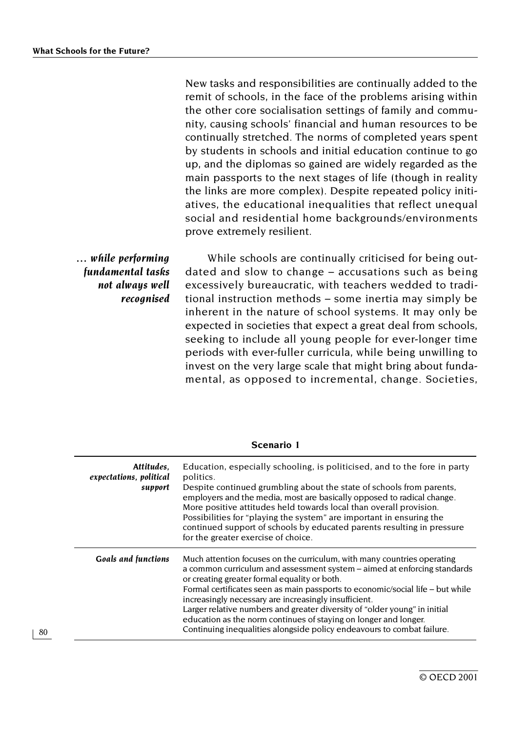New tasks and responsibilities are continually added to the remit of schools, in the face of the problems arising within the other core socialisation settings of family and community, causing schools' financial and human resources to be continually stretched. The norms of completed years spent by students in schools and initial education continue to go up, and the diplomas so gained are widely regarded as the main passports to the next stages of life (though in reality the links are more complex). Despite repeated policy initiatives, the educational inequalities that reflect unequal social and residential home backgrounds/environments prove extremely resilient.

*... while performing fundamental tasks not always well recognised*

While schools are continually criticised for being outdated and slow to change – accusations such as being excessively bureaucratic, with teachers wedded to traditional instruction methods – some inertia may simply be inherent in the nature of school systems. It may only be expected in societies that expect a great deal from schools, seeking to include all young people for ever-longer time periods with ever-fuller curricula, while being unwilling to invest on the very large scale that might bring about fundamental, as opposed to incremental, change. Societies,

**Scenario 1**

| | |
|---|---|
| *Attitudes, expectations, political support* | Education, especially schooling, is politicised, and to the fore in party politics.<br>Despite continued grumbling about the state of schools from parents, employers and the media, most are basically opposed to radical change.<br>More positive attitudes held towards local than overall provision.<br>Possibilities for "playing the system" are important in ensuring the continued support of schools by educated parents resulting in pressure for the greater exercise of choice. |
| *Goals and functions* | Much attention focuses on the curriculum, with many countries operating a common curriculum and assessment system – aimed at enforcing standards or creating greater formal equality or both.<br>Formal certificates seen as main passports to economic/social life – but while increasingly necessary are increasingly insufficient.<br>Larger relative numbers and greater diversity of "older young" in initial education as the norm continues of staying on longer and longer.<br>Continuing inequalities alongside policy endeavours to combat failure. |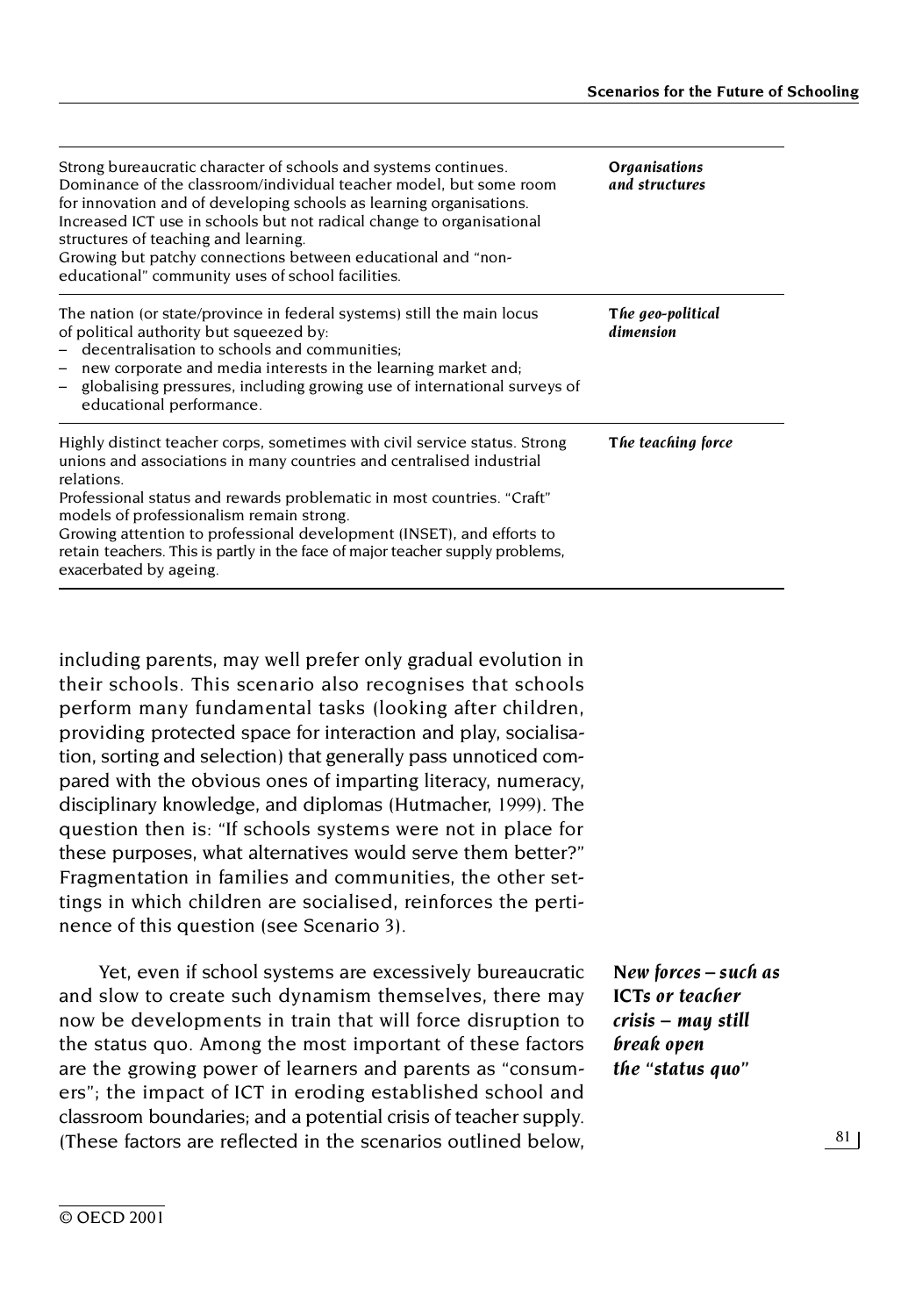| | |
|---|---|
| Strong bureaucratic character of schools and systems continues.<br>Dominance of the classroom/individual teacher model, but some room for innovation and of developing schools as learning organisations.<br>Increased ICT use in schools but not radical change to organisational structures of teaching and learning.<br>Growing but patchy connections between educational and "non-educational" community uses of school facilities. | *Organisations and structures* |
| The nation (or state/province in federal systems) still the main locus of political authority but squeezed by:<br>– decentralisation to schools and communities;<br>– new corporate and media interests in the learning market and;<br>– globalising pressures, including growing use of international surveys of educational performance. | *The geo-political dimension* |
| Highly distinct teacher corps, sometimes with civil service status. Strong unions and associations in many countries and centralised industrial relations.<br>Professional status and rewards problematic in most countries. "Craft" models of professionalism remain strong.<br>Growing attention to professional development (INSET), and efforts to retain teachers. This is partly in the face of major teacher supply problems, exacerbated by ageing. | *The teaching force* |

including parents, may well prefer only gradual evolution in their schools. This scenario also recognises that schools perform many fundamental tasks (looking after children, providing protected space for interaction and play, socialisation, sorting and selection) that generally pass unnoticed compared with the obvious ones of imparting literacy, numeracy, disciplinary knowledge, and diplomas (Hutmacher, 1999). The question then is: "If schools systems were not in place for these purposes, what alternatives would serve them better?" Fragmentation in families and communities, the other settings in which children are socialised, reinforces the pertinence of this question (see Scenario 3).

*New forces – such as ICTs or teacher crisis – may still break open the "status quo"*

Yet, even if school systems are excessively bureaucratic and slow to create such dynamism themselves, there may now be developments in train that will force disruption to the status quo. Among the most important of these factors are the growing power of learners and parents as "consumers"; the impact of ICT in eroding established school and classroom boundaries; and a potential crisis of teacher supply. (These factors are reflected in the scenarios outlined below,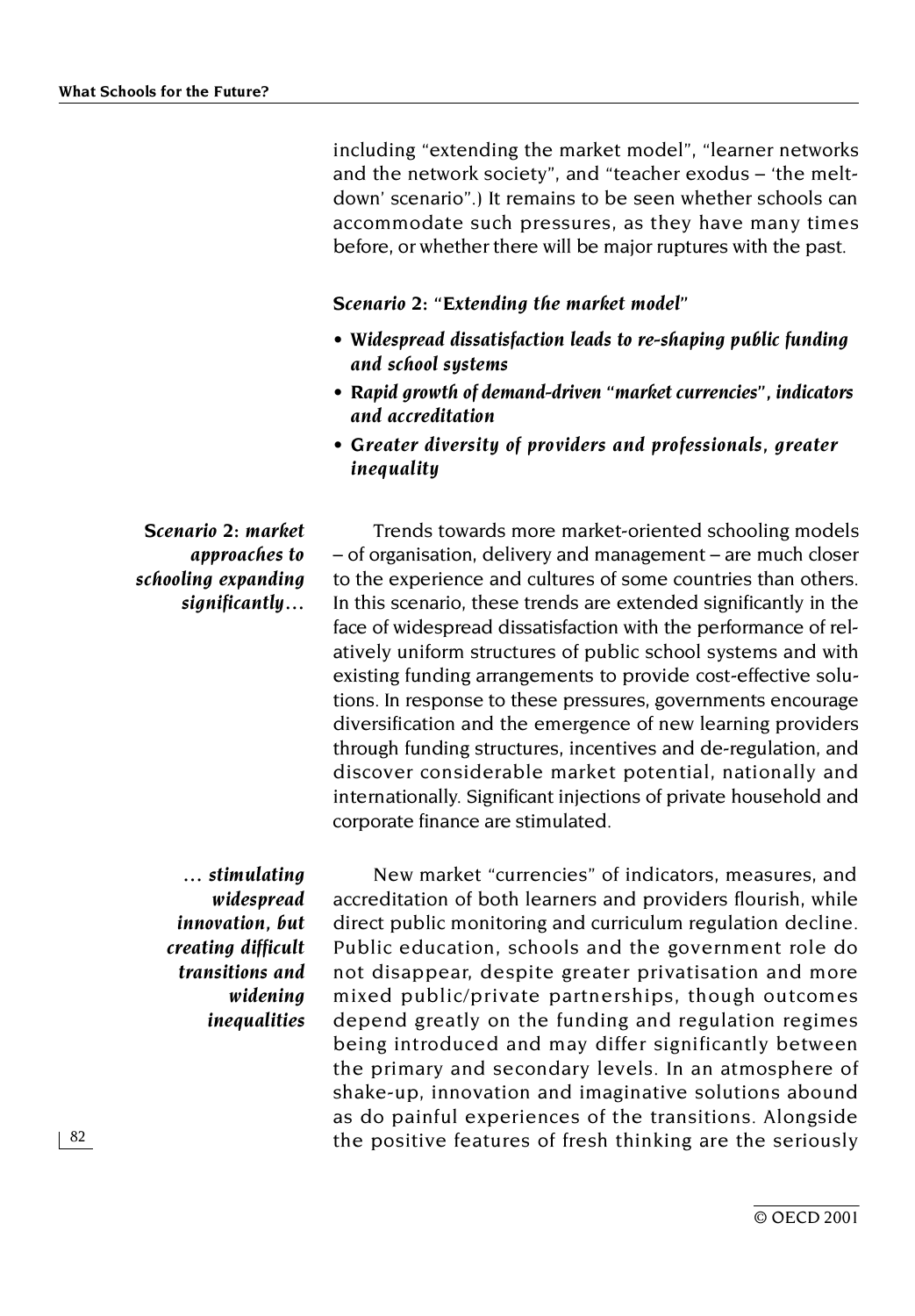including "extending the market model", "learner networks and the network society", and "teacher exodus – 'the meltdown' scenario".) It remains to be seen whether schools can accommodate such pressures, as they have many times before, or whether there will be major ruptures with the past.

### *Scenario 2: "Extending the market model"*

- ***Widespread dissatisfaction leads to re-shaping public funding and school systems***
- ***Rapid growth of demand-driven "market currencies", indicators and accreditation***
- ***Greater diversity of providers and professionals, greater inequality***

***Scenario 2: market approaches to schooling expanding significantly…***

Trends towards more market-oriented schooling models – of organisation, delivery and management – are much closer to the experience and cultures of some countries than others. In this scenario, these trends are extended significantly in the face of widespread dissatisfaction with the performance of relatively uniform structures of public school systems and with existing funding arrangements to provide cost-effective solutions. In response to these pressures, governments encourage diversification and the emergence of new learning providers through funding structures, incentives and de-regulation, and discover considerable market potential, nationally and internationally. Significant injections of private household and corporate finance are stimulated.

***… stimulating widespread innovation, but creating difficult transitions and widening inequalities***

New market "currencies" of indicators, measures, and accreditation of both learners and providers flourish, while direct public monitoring and curriculum regulation decline. Public education, schools and the government role do not disappear, despite greater privatisation and more mixed public/private partnerships, though outcomes depend greatly on the funding and regulation regimes being introduced and may differ significantly between the primary and secondary levels. In an atmosphere of shake-up, innovation and imaginative solutions abound as do painful experiences of the transitions. Alongside the positive features of fresh thinking are the seriously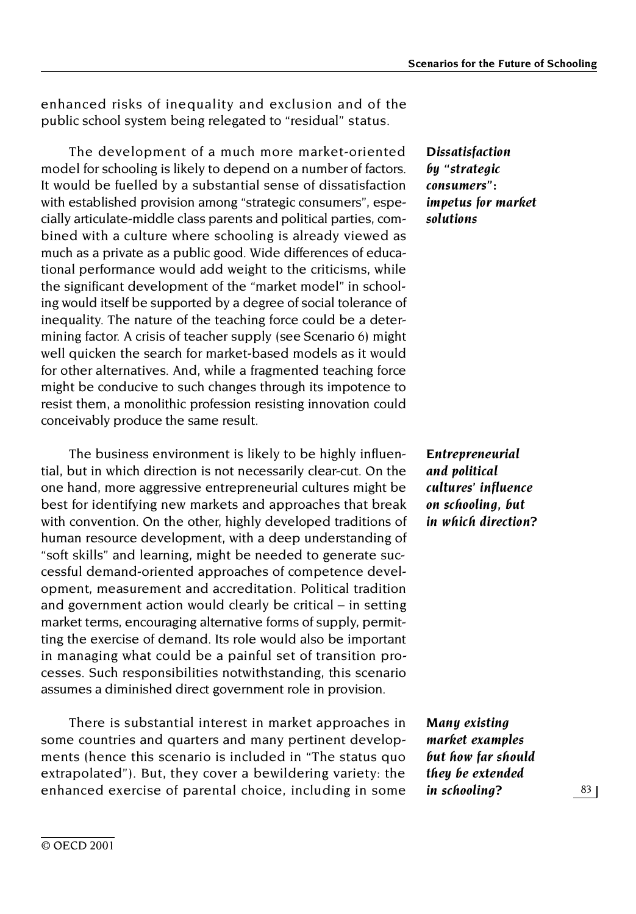enhanced risks of inequality and exclusion and of the public school system being relegated to "residual" status.

*Dissatisfaction by "strategic consumers": impetus for market solutions*

The development of a much more market-oriented model for schooling is likely to depend on a number of factors. It would be fuelled by a substantial sense of dissatisfaction with established provision among "strategic consumers", especially articulate-middle class parents and political parties, combined with a culture where schooling is already viewed as much as a private as a public good. Wide differences of educational performance would add weight to the criticisms, while the significant development of the "market model" in schooling would itself be supported by a degree of social tolerance of inequality. The nature of the teaching force could be a determining factor. A crisis of teacher supply (see Scenario 6) might well quicken the search for market-based models as it would for other alternatives. And, while a fragmented teaching force might be conducive to such changes through its impotence to resist them, a monolithic profession resisting innovation could conceivably produce the same result.

*Entrepreneurial and political cultures' influence on schooling, but in which direction?*

The business environment is likely to be highly influential, but in which direction is not necessarily clear-cut. On the one hand, more aggressive entrepreneurial cultures might be best for identifying new markets and approaches that break with convention. On the other, highly developed traditions of human resource development, with a deep understanding of "soft skills" and learning, might be needed to generate successful demand-oriented approaches of competence development, measurement and accreditation. Political tradition and government action would clearly be critical – in setting market terms, encouraging alternative forms of supply, permitting the exercise of demand. Its role would also be important in managing what could be a painful set of transition processes. Such responsibilities notwithstanding, this scenario assumes a diminished direct government role in provision.

*Many existing market examples but how far should they be extended in schooling?*

There is substantial interest in market approaches in some countries and quarters and many pertinent developments (hence this scenario is included in "The status quo extrapolated"). But, they cover a bewildering variety: the enhanced exercise of parental choice, including in some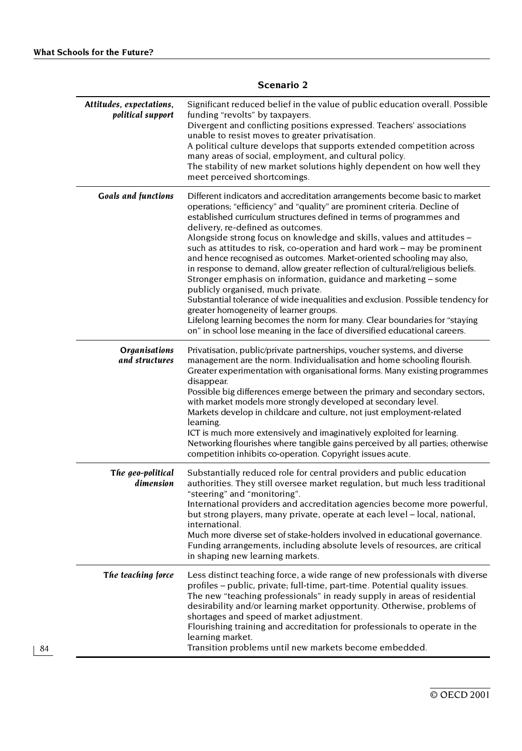### Scenario 2

| | |
|---|---|
| *Attitudes, expectations, political support* | Significant reduced belief in the value of public education overall. Possible funding "revolts" by taxpayers.<br>Divergent and conflicting positions expressed. Teachers' associations unable to resist moves to greater privatisation.<br>A political culture develops that supports extended competition across many areas of social, employment, and cultural policy.<br>The stability of new market solutions highly dependent on how well they meet perceived shortcomings. |
| *Goals and functions* | Different indicators and accreditation arrangements become basic to market operations; "efficiency" and "quality" are prominent criteria. Decline of established curriculum structures defined in terms of programmes and delivery, re-defined as outcomes.<br>Alongside strong focus on knowledge and skills, values and attitudes – such as attitudes to risk, co-operation and hard work – may be prominent and hence recognised as outcomes. Market-oriented schooling may also, in response to demand, allow greater reflection of cultural/religious beliefs.<br>Stronger emphasis on information, guidance and marketing – some publicly organised, much private.<br>Substantial tolerance of wide inequalities and exclusion. Possible tendency for greater homogeneity of learner groups.<br>Lifelong learning becomes the norm for many. Clear boundaries for "staying on" in school lose meaning in the face of diversified educational careers. |
| *Organisations and structures* | Privatisation, public/private partnerships, voucher systems, and diverse management are the norm. Individualisation and home schooling flourish. Greater experimentation with organisational forms. Many existing programmes disappear.<br>Possible big differences emerge between the primary and secondary sectors, with market models more strongly developed at secondary level.<br>Markets develop in childcare and culture, not just employment-related learning.<br>ICT is much more extensively and imaginatively exploited for learning.<br>Networking flourishes where tangible gains perceived by all parties; otherwise competition inhibits co-operation. Copyright issues acute. |
| *The geo-political dimension* | Substantially reduced role for central providers and public education authorities. They still oversee market regulation, but much less traditional "steering" and "monitoring".<br>International providers and accreditation agencies become more powerful, but strong players, many private, operate at each level – local, national, international.<br>Much more diverse set of stake-holders involved in educational governance.<br>Funding arrangements, including absolute levels of resources, are critical in shaping new learning markets. |
| *The teaching force* | Less distinct teaching force, a wide range of new professionals with diverse profiles – public, private; full-time, part-time. Potential quality issues.<br>The new "teaching professionals" in ready supply in areas of residential desirability and/or learning market opportunity. Otherwise, problems of shortages and speed of market adjustment.<br>Flourishing training and accreditation for professionals to operate in the learning market.<br>Transition problems until new markets become embedded. |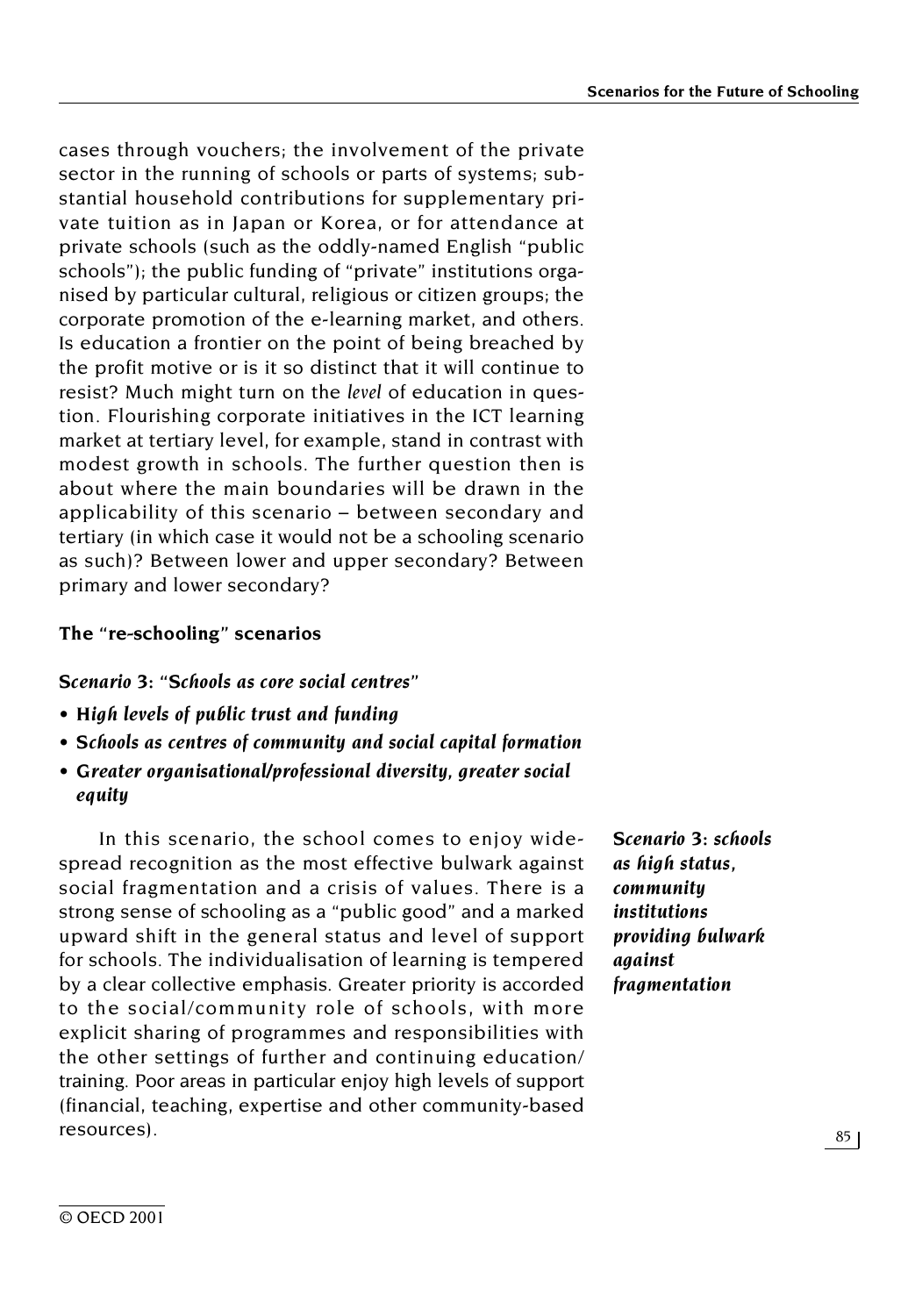cases through vouchers; the involvement of the private sector in the running of schools or parts of systems; substantial household contributions for supplementary private tuition as in Japan or Korea, or for attendance at private schools (such as the oddly-named English "public schools"); the public funding of "private" institutions organised by particular cultural, religious or citizen groups; the corporate promotion of the e-learning market, and others. Is education a frontier on the point of being breached by the profit motive or is it so distinct that it will continue to resist? Much might turn on the *level* of education in question. Flourishing corporate initiatives in the ICT learning market at tertiary level, for example, stand in contrast with modest growth in schools. The further question then is about where the main boundaries will be drawn in the applicability of this scenario – between secondary and tertiary (in which case it would not be a schooling scenario as such)? Between lower and upper secondary? Between primary and lower secondary?

### The "re-schooling" scenarios

#### Scenario 3: *"Schools as core social centres"*

- ***High levels of public trust and funding***
- ***Schools as centres of community and social capital formation***
- ***Greater organisational/professional diversity, greater social equity***

***Scenario 3: schools as high status, community institutions providing bulwark against fragmentation***

In this scenario, the school comes to enjoy widespread recognition as the most effective bulwark against social fragmentation and a crisis of values. There is a strong sense of schooling as a "public good" and a marked upward shift in the general status and level of support for schools. The individualisation of learning is tempered by a clear collective emphasis. Greater priority is accorded to the social/community role of schools, with more explicit sharing of programmes and responsibilities with the other settings of further and continuing education/training. Poor areas in particular enjoy high levels of support (financial, teaching, expertise and other community-based resources).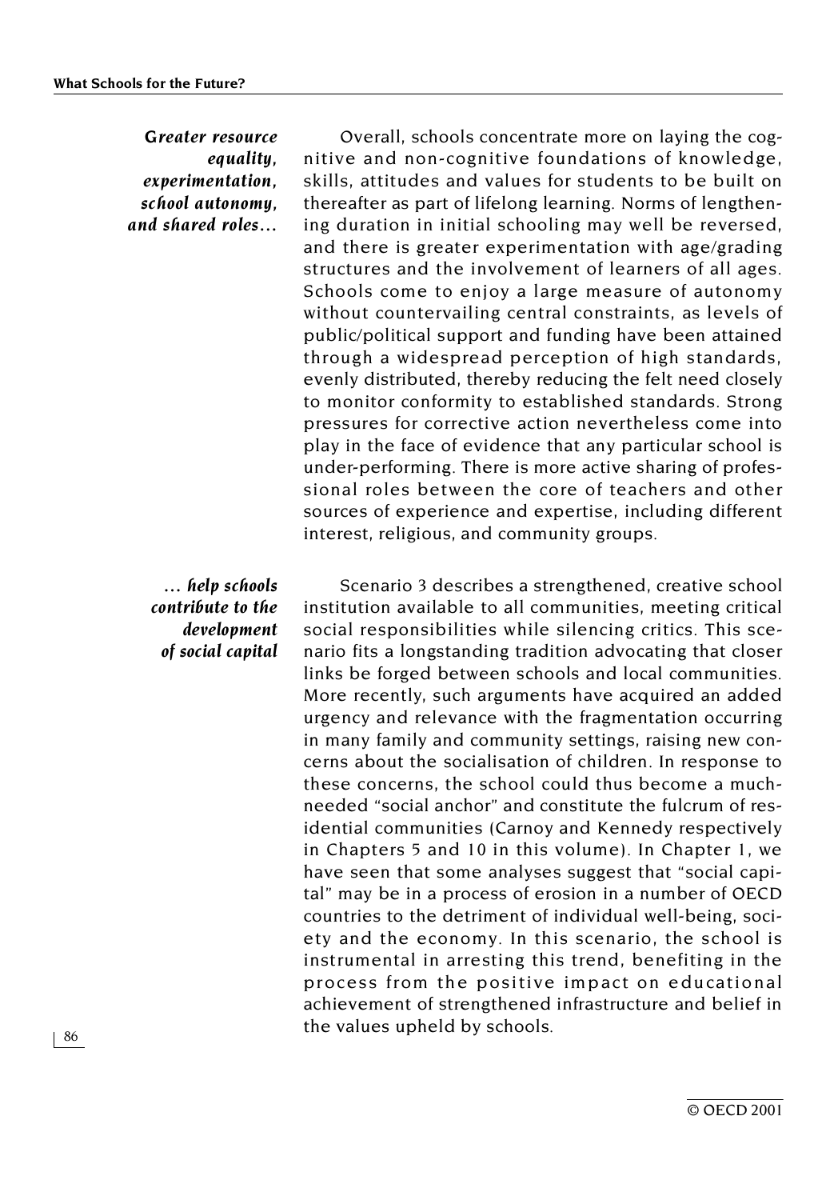*Greater resource equality, experimentation, school autonomy, and shared roles…*

Overall, schools concentrate more on laying the cognitive and non-cognitive foundations of knowledge, skills, attitudes and values for students to be built on thereafter as part of lifelong learning. Norms of lengthening duration in initial schooling may well be reversed, and there is greater experimentation with age/grading structures and the involvement of learners of all ages. Schools come to enjoy a large measure of autonomy without countervailing central constraints, as levels of public/political support and funding have been attained through a widespread perception of high standards, evenly distributed, thereby reducing the felt need closely to monitor conformity to established standards. Strong pressures for corrective action nevertheless come into play in the face of evidence that any particular school is under-performing. There is more active sharing of professional roles between the core of teachers and other sources of experience and expertise, including different interest, religious, and community groups.

*… help schools contribute to the development of social capital*

Scenario 3 describes a strengthened, creative school institution available to all communities, meeting critical social responsibilities while silencing critics. This scenario fits a longstanding tradition advocating that closer links be forged between schools and local communities. More recently, such arguments have acquired an added urgency and relevance with the fragmentation occurring in many family and community settings, raising new concerns about the socialisation of children. In response to these concerns, the school could thus become a much-needed "social anchor" and constitute the fulcrum of residential communities (Carnoy and Kennedy respectively in Chapters 5 and 10 in this volume). In Chapter 1, we have seen that some analyses suggest that "social capital" may be in a process of erosion in a number of OECD countries to the detriment of individual well-being, society and the economy. In this scenario, the school is instrumental in arresting this trend, benefiting in the process from the positive impact on educational achievement of strengthened infrastructure and belief in the values upheld by schools.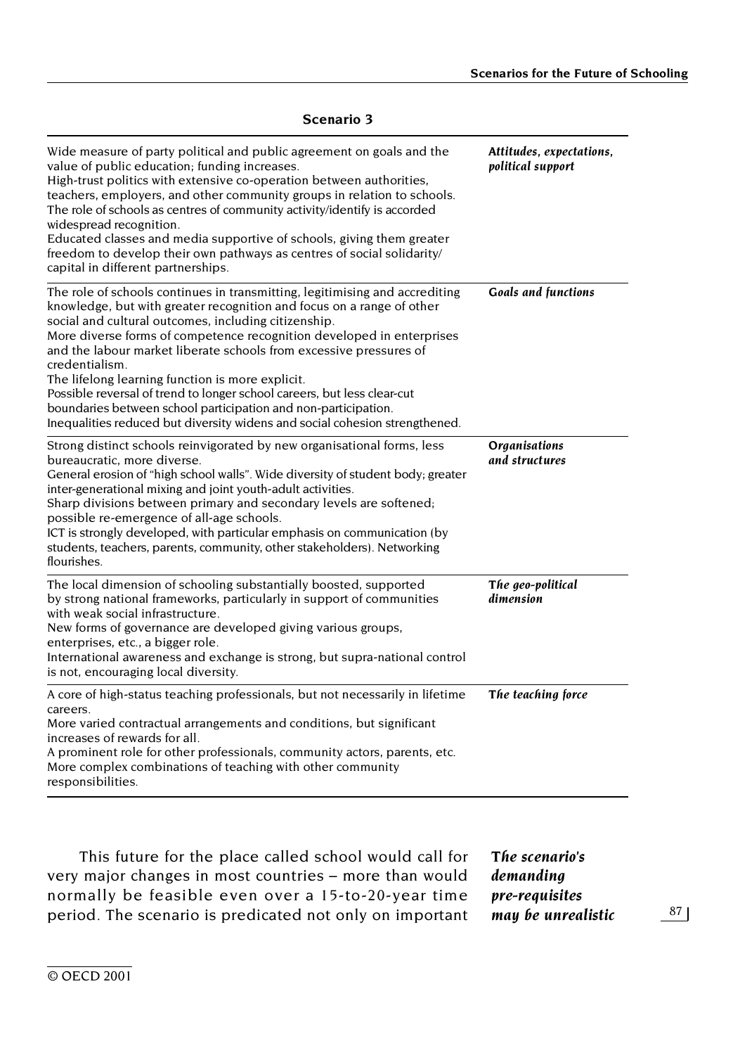**Scenario 3**

| | |
|---|---|
| Wide measure of party political and public agreement on goals and the value of public education; funding increases.<br>High-trust politics with extensive co-operation between authorities, teachers, employers, and other community groups in relation to schools.<br>The role of schools as centres of community activity/identify is accorded widespread recognition.<br>Educated classes and media supportive of schools, giving them greater freedom to develop their own pathways as centres of social solidarity/capital in different partnerships. | *Attitudes, expectations, political support* |
| The role of schools continues in transmitting, legitimising and accrediting knowledge, but with greater recognition and focus on a range of other social and cultural outcomes, including citizenship.<br>More diverse forms of competence recognition developed in enterprises and the labour market liberate schools from excessive pressures of credentialism.<br>The lifelong learning function is more explicit.<br>Possible reversal of trend to longer school careers, but less clear-cut boundaries between school participation and non-participation.<br>Inequalities reduced but diversity widens and social cohesion strengthened. | *Goals and functions* |
| Strong distinct schools reinvigorated by new organisational forms, less bureaucratic, more diverse.<br>General erosion of "high school walls". Wide diversity of student body; greater inter-generational mixing and joint youth-adult activities.<br>Sharp divisions between primary and secondary levels are softened; possible re-emergence of all-age schools.<br>ICT is strongly developed, with particular emphasis on communication (by students, teachers, parents, community, other stakeholders). Networking flourishes. | *Organisations and structures* |
| The local dimension of schooling substantially boosted, supported by strong national frameworks, particularly in support of communities with weak social infrastructure.<br>New forms of governance are developed giving various groups, enterprises, etc., a bigger role.<br>International awareness and exchange is strong, but supra-national control is not, encouraging local diversity. | *The geo-political dimension* |
| A core of high-status teaching professionals, but not necessarily in lifetime careers.<br>More varied contractual arrangements and conditions, but significant increases of rewards for all.<br>A prominent role for other professionals, community actors, parents, etc.<br>More complex combinations of teaching with other community responsibilities. | *The teaching force* |

*The scenario's demanding pre-requisites may be unrealistic*

This future for the place called school would call for very major changes in most countries – more than would normally be feasible even over a 15-to-20-year time period. The scenario is predicated not only on important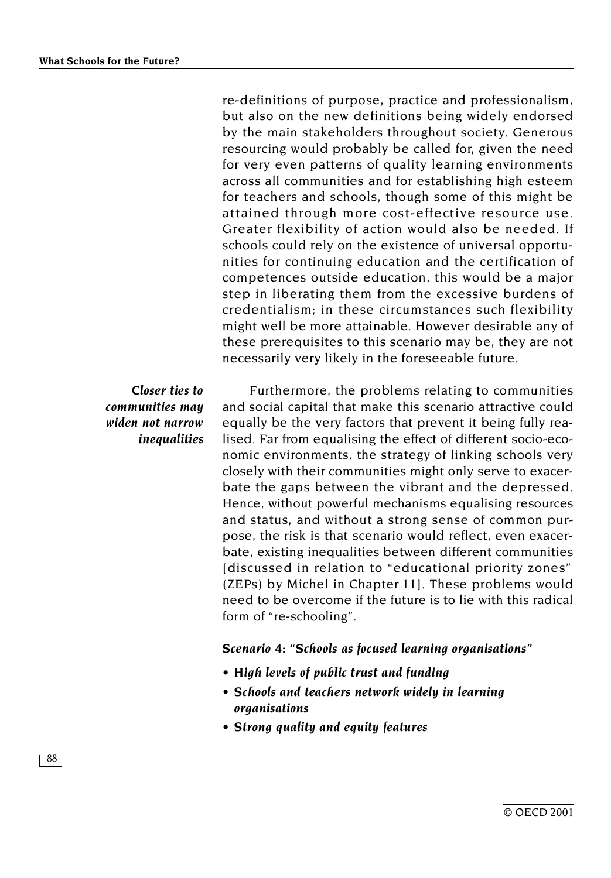re-definitions of purpose, practice and professionalism, but also on the new definitions being widely endorsed by the main stakeholders throughout society. Generous resourcing would probably be called for, given the need for very even patterns of quality learning environments across all communities and for establishing high esteem for teachers and schools, though some of this might be attained through more cost-effective resource use. Greater flexibility of action would also be needed. If schools could rely on the existence of universal opportunities for continuing education and the certification of competences outside education, this would be a major step in liberating them from the excessive burdens of credentialism; in these circumstances such flexibility might well be more attainable. However desirable any of these prerequisites to this scenario may be, they are not necessarily very likely in the foreseeable future.

***Closer ties to communities may widen not narrow inequalities***

Furthermore, the problems relating to communities and social capital that make this scenario attractive could equally be the very factors that prevent it being fully realised. Far from equalising the effect of different socio-economic environments, the strategy of linking schools very closely with their communities might only serve to exacerbate the gaps between the vibrant and the depressed. Hence, without powerful mechanisms equalising resources and status, and without a strong sense of common purpose, the risk is that scenario would reflect, even exacerbate, existing inequalities between different communities [discussed in relation to "educational priority zones" (ZEPs) by Michel in Chapter 11]. These problems would need to be overcome if the future is to lie with this radical form of "re-schooling".

**Scenario 4: *"Schools as focused learning organisations"***

- ***High levels of public trust and funding***
- ***Schools and teachers network widely in learning organisations***
- ***Strong quality and equity features***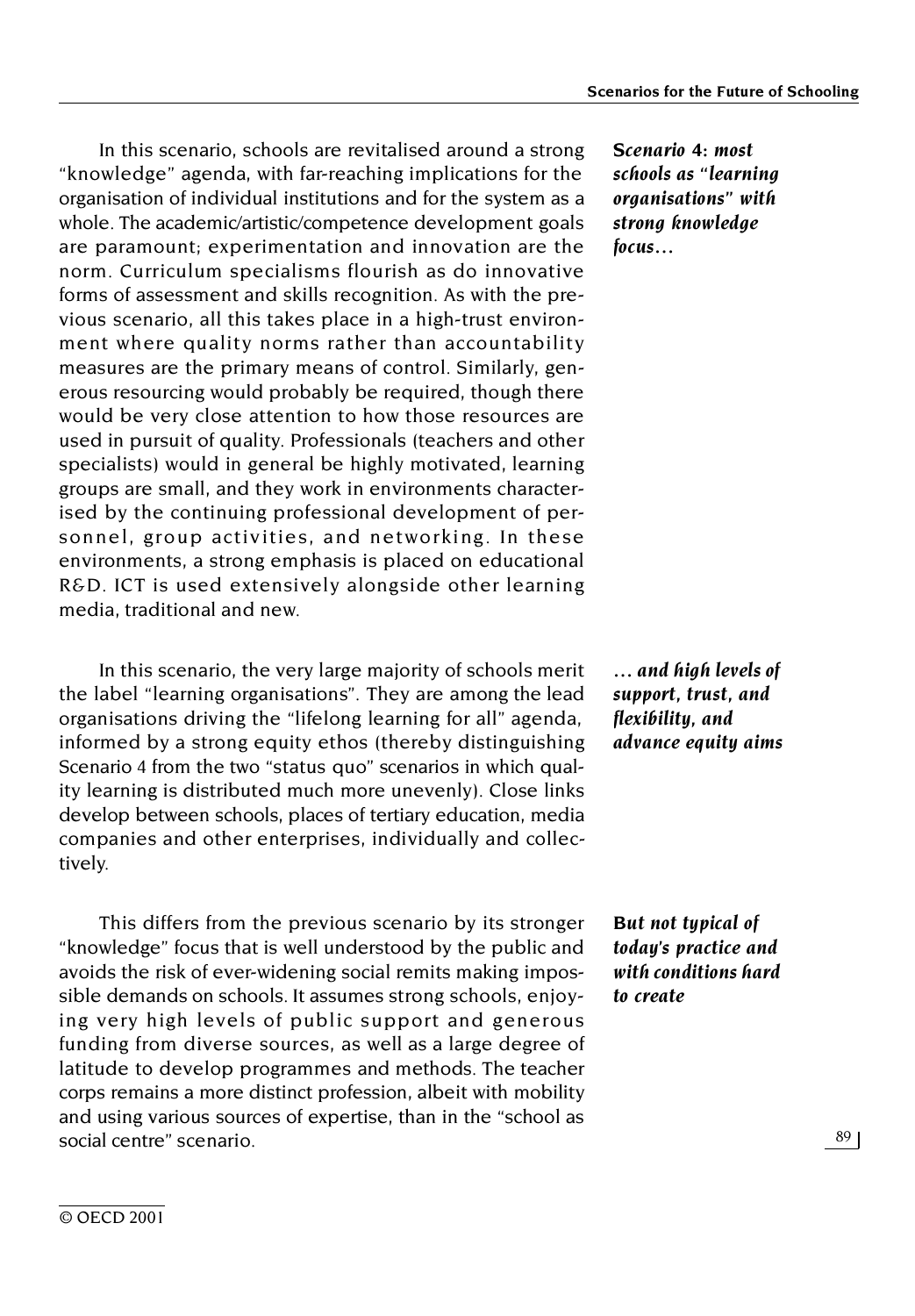In this scenario, schools are revitalised around a strong "knowledge" agenda, with far-reaching implications for the organisation of individual institutions and for the system as a whole. The academic/artistic/competence development goals are paramount; experimentation and innovation are the norm. Curriculum specialisms flourish as do innovative forms of assessment and skills recognition. As with the previous scenario, all this takes place in a high-trust environment where quality norms rather than accountability measures are the primary means of control. Similarly, generous resourcing would probably be required, though there would be very close attention to how those resources are used in pursuit of quality. Professionals (teachers and other specialists) would in general be highly motivated, learning groups are small, and they work in environments characterised by the continuing professional development of personnel, group activities, and networking. In these environments, a strong emphasis is placed on educational R&D. ICT is used extensively alongside other learning media, traditional and new.

***Scenario 4: most schools as "learning organisations" with strong knowledge focus…***

In this scenario, the very large majority of schools merit the label "learning organisations". They are among the lead organisations driving the "lifelong learning for all" agenda, informed by a strong equity ethos (thereby distinguishing Scenario 4 from the two "status quo" scenarios in which quality learning is distributed much more unevenly). Close links develop between schools, places of tertiary education, media companies and other enterprises, individually and collectively.

***… and high levels of support, trust, and flexibility, and advance equity aims***

This differs from the previous scenario by its stronger "knowledge" focus that is well understood by the public and avoids the risk of ever-widening social remits making impossible demands on schools. It assumes strong schools, enjoying very high levels of public support and generous funding from diverse sources, as well as a large degree of latitude to develop programmes and methods. The teacher corps remains a more distinct profession, albeit with mobility and using various sources of expertise, than in the "school as social centre" scenario.

***But not typical of today's practice and with conditions hard to create***

© OECD 2001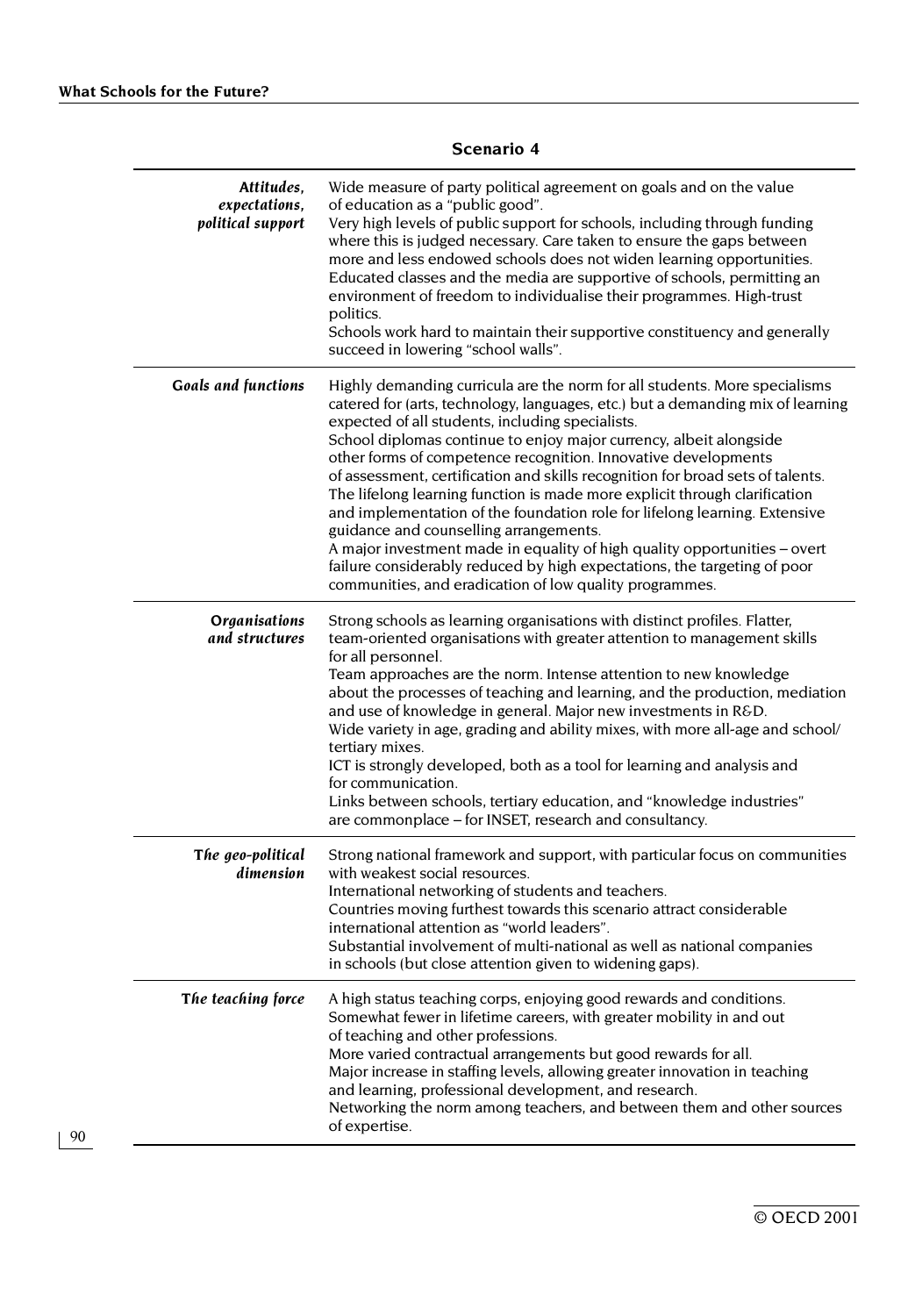**Scenario 4**

| | |
|---|---|
| ***Attitudes, expectations, political support*** | Wide measure of party political agreement on goals and on the value of education as a "public good".<br>Very high levels of public support for schools, including through funding where this is judged necessary. Care taken to ensure the gaps between more and less endowed schools does not widen learning opportunities. Educated classes and the media are supportive of schools, permitting an environment of freedom to individualise their programmes. High-trust politics.<br>Schools work hard to maintain their supportive constituency and generally succeed in lowering "school walls". |
| ***Goals and functions*** | Highly demanding curricula are the norm for all students. More specialisms catered for (arts, technology, languages, etc.) but a demanding mix of learning expected of all students, including specialists.<br>School diplomas continue to enjoy major currency, albeit alongside other forms of competence recognition. Innovative developments of assessment, certification and skills recognition for broad sets of talents.<br>The lifelong learning function is made more explicit through clarification and implementation of the foundation role for lifelong learning. Extensive guidance and counselling arrangements.<br>A major investment made in equality of high quality opportunities – overt failure considerably reduced by high expectations, the targeting of poor communities, and eradication of low quality programmes. |
| ***Organisations and structures*** | Strong schools as learning organisations with distinct profiles. Flatter, team-oriented organisations with greater attention to management skills for all personnel.<br>Team approaches are the norm. Intense attention to new knowledge about the processes of teaching and learning, and the production, mediation and use of knowledge in general. Major new investments in R&D.<br>Wide variety in age, grading and ability mixes, with more all-age and school/tertiary mixes.<br>ICT is strongly developed, both as a tool for learning and analysis and for communication.<br>Links between schools, tertiary education, and "knowledge industries" are commonplace – for INSET, research and consultancy. |
| ***The geo-political dimension*** | Strong national framework and support, with particular focus on communities with weakest social resources.<br>International networking of students and teachers.<br>Countries moving furthest towards this scenario attract considerable international attention as "world leaders".<br>Substantial involvement of multi-national as well as national companies in schools (but close attention given to widening gaps). |
| ***The teaching force*** | A high status teaching corps, enjoying good rewards and conditions.<br>Somewhat fewer in lifetime careers, with greater mobility in and out of teaching and other professions.<br>More varied contractual arrangements but good rewards for all.<br>Major increase in staffing levels, allowing greater innovation in teaching and learning, professional development, and research.<br>Networking the norm among teachers, and between them and other sources of expertise. |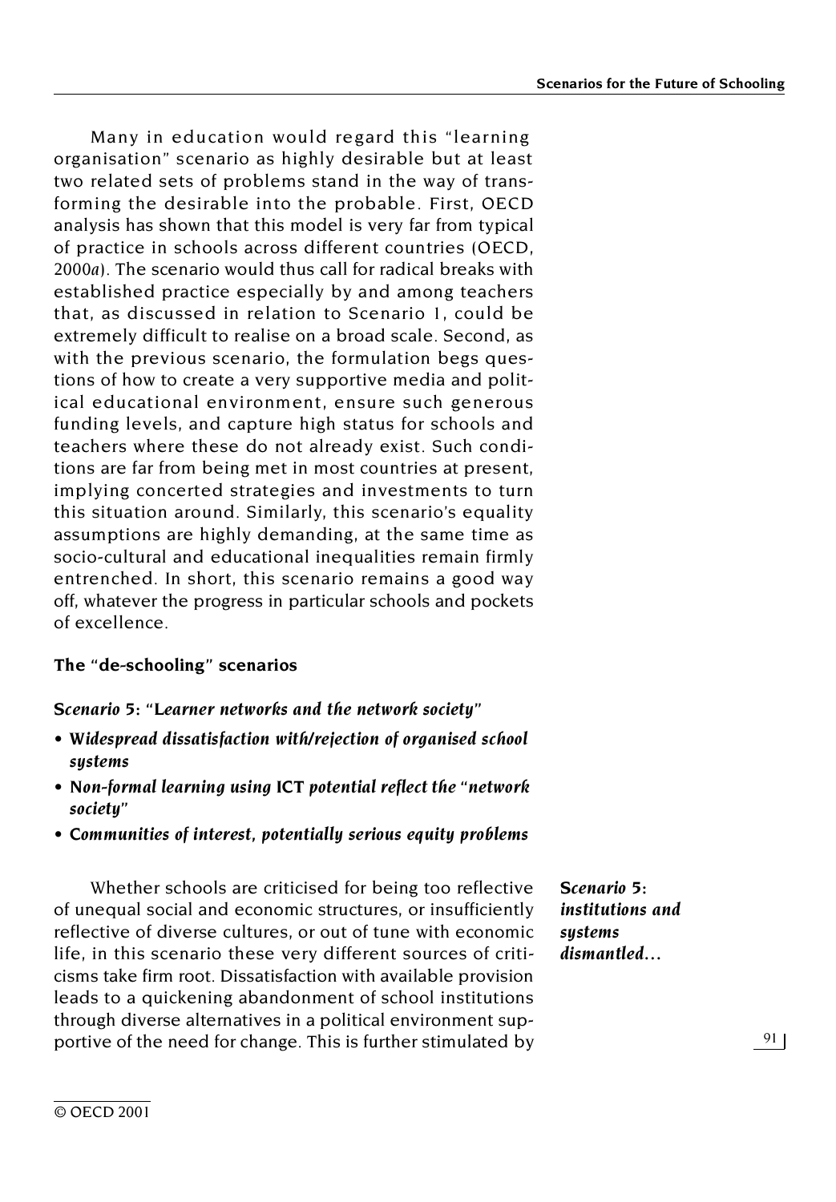Many in education would regard this "learning organisation" scenario as highly desirable but at least two related sets of problems stand in the way of transforming the desirable into the probable. First, OECD analysis has shown that this model is very far from typical of practice in schools across different countries (OECD, 2000*a*). The scenario would thus call for radical breaks with established practice especially by and among teachers that, as discussed in relation to Scenario 1, could be extremely difficult to realise on a broad scale. Second, as with the previous scenario, the formulation begs questions of how to create a very supportive media and political educational environment, ensure such generous funding levels, and capture high status for schools and teachers where these do not already exist. Such conditions are far from being met in most countries at present, implying concerted strategies and investments to turn this situation around. Similarly, this scenario's equality assumptions are highly demanding, at the same time as socio-cultural and educational inequalities remain firmly entrenched. In short, this scenario remains a good way off, whatever the progress in particular schools and pockets of excellence.

### The "de-schooling" scenarios

#### *Scenario 5: "Learner networks and the network society"*

- ***Widespread dissatisfaction with/rejection of organised school systems***
- ***Non-formal learning using ICT potential reflect the "network society"***
- ***Communities of interest, potentially serious equity problems***

***Scenario 5: institutions and systems dismantled…***

Whether schools are criticised for being too reflective of unequal social and economic structures, or insufficiently reflective of diverse cultures, or out of tune with economic life, in this scenario these very different sources of criticisms take firm root. Dissatisfaction with available provision leads to a quickening abandonment of school institutions through diverse alternatives in a political environment supportive of the need for change. This is further stimulated by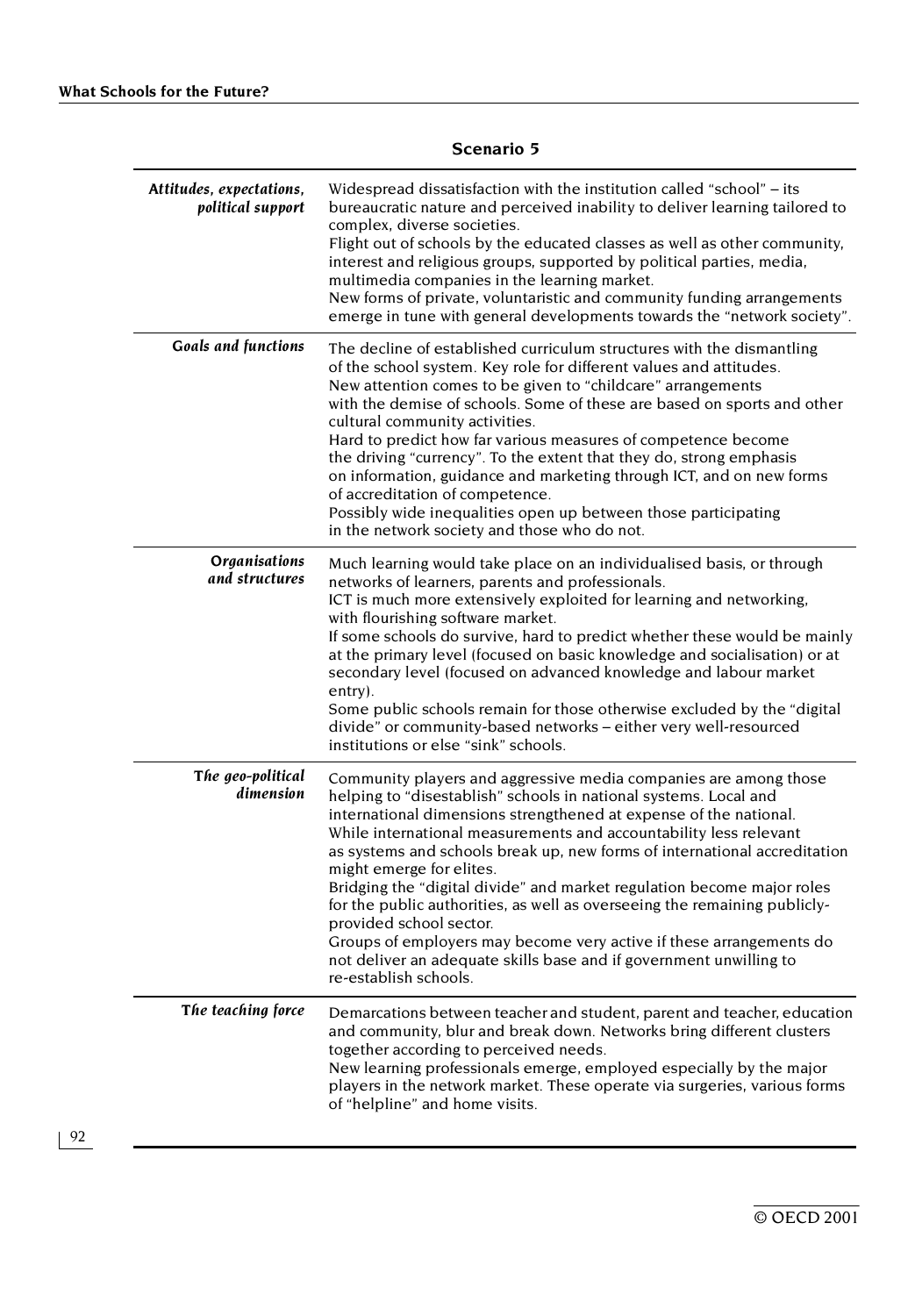**Scenario 5**

| | |
|---|---|
| *Attitudes, expectations, political support* | Widespread dissatisfaction with the institution called "school" – its bureaucratic nature and perceived inability to deliver learning tailored to complex, diverse societies.<br>Flight out of schools by the educated classes as well as other community, interest and religious groups, supported by political parties, media, multimedia companies in the learning market.<br>New forms of private, voluntaristic and community funding arrangements emerge in tune with general developments towards the "network society". |
| *Goals and functions* | The decline of established curriculum structures with the dismantling of the school system. Key role for different values and attitudes.<br>New attention comes to be given to "childcare" arrangements with the demise of schools. Some of these are based on sports and other cultural community activities.<br>Hard to predict how far various measures of competence become the driving "currency". To the extent that they do, strong emphasis on information, guidance and marketing through ICT, and on new forms of accreditation of competence.<br>Possibly wide inequalities open up between those participating in the network society and those who do not. |
| *Organisations and structures* | Much learning would take place on an individualised basis, or through networks of learners, parents and professionals.<br>ICT is much more extensively exploited for learning and networking, with flourishing software market.<br>If some schools do survive, hard to predict whether these would be mainly at the primary level (focused on basic knowledge and socialisation) or at secondary level (focused on advanced knowledge and labour market entry).<br>Some public schools remain for those otherwise excluded by the "digital divide" or community-based networks – either very well-resourced institutions or else "sink" schools. |
| *The geo-political dimension* | Community players and aggressive media companies are among those helping to "disestablish" schools in national systems. Local and international dimensions strengthened at expense of the national.<br>While international measurements and accountability less relevant as systems and schools break up, new forms of international accreditation might emerge for elites.<br>Bridging the "digital divide" and market regulation become major roles for the public authorities, as well as overseeing the remaining publicly-provided school sector.<br>Groups of employers may become very active if these arrangements do not deliver an adequate skills base and if government unwilling to re-establish schools. |
| *The teaching force* | Demarcations between teacher and student, parent and teacher, education and community, blur and break down. Networks bring different clusters together according to perceived needs.<br>New learning professionals emerge, employed especially by the major players in the network market. These operate via surgeries, various forms of "helpline" and home visits. |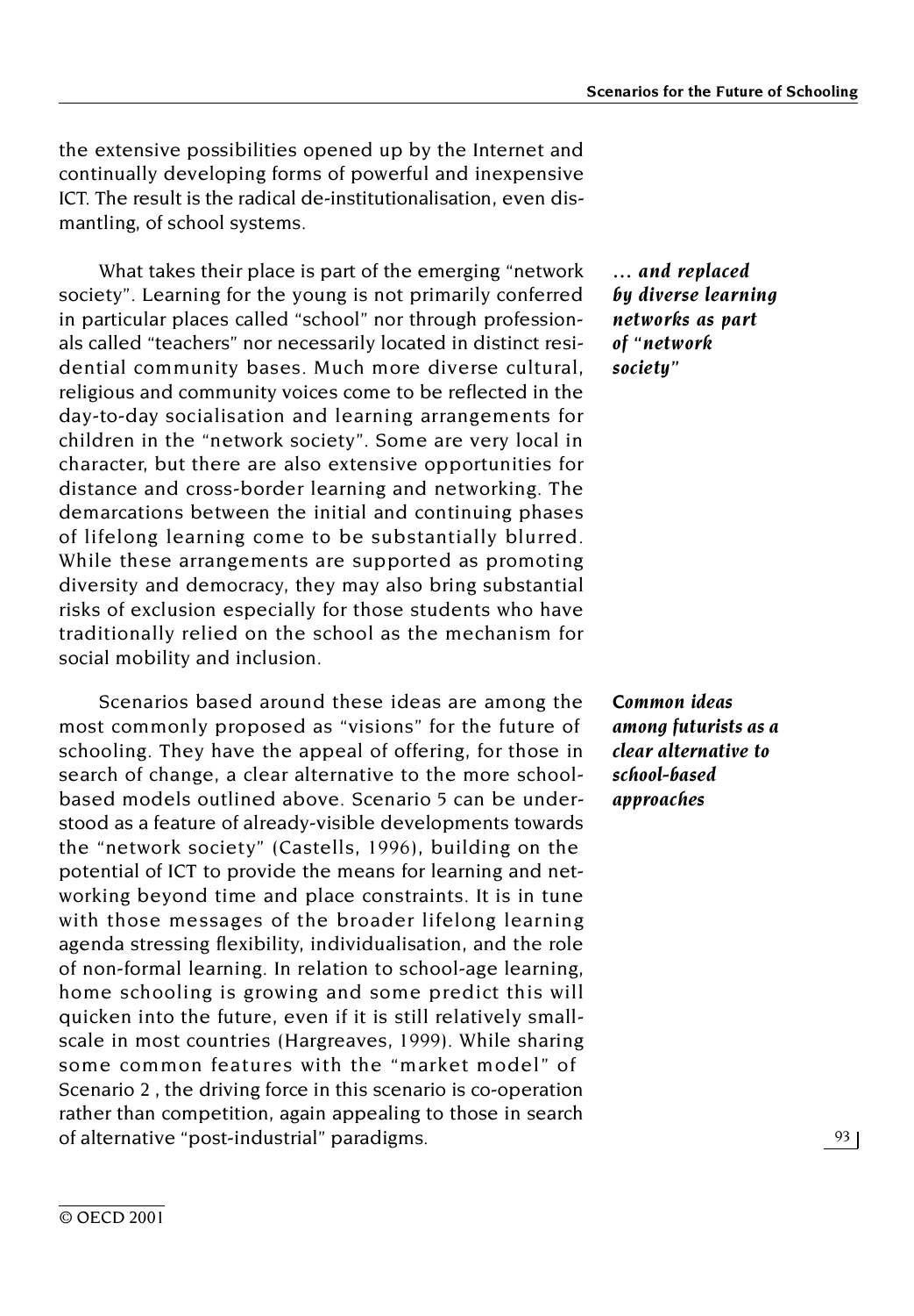the extensive possibilities opened up by the Internet and continually developing forms of powerful and inexpensive ICT. The result is the radical de-institutionalisation, even dismantling, of school systems.

*... and replaced by diverse learning networks as part of "network society"*

What takes their place is part of the emerging "network society". Learning for the young is not primarily conferred in particular places called "school" nor through professionals called "teachers" nor necessarily located in distinct residential community bases. Much more diverse cultural, religious and community voices come to be reflected in the day-to-day socialisation and learning arrangements for children in the "network society". Some are very local in character, but there are also extensive opportunities for distance and cross-border learning and networking. The demarcations between the initial and continuing phases of lifelong learning come to be substantially blurred. While these arrangements are supported as promoting diversity and democracy, they may also bring substantial risks of exclusion especially for those students who have traditionally relied on the school as the mechanism for social mobility and inclusion.

*Common ideas among futurists as a clear alternative to school-based approaches*

Scenarios based around these ideas are among the most commonly proposed as "visions" for the future of schooling. They have the appeal of offering, for those in search of change, a clear alternative to the more school-based models outlined above. Scenario 5 can be understood as a feature of already-visible developments towards the "network society" (Castells, 1996), building on the potential of ICT to provide the means for learning and networking beyond time and place constraints. It is in tune with those messages of the broader lifelong learning agenda stressing flexibility, individualisation, and the role of non-formal learning. In relation to school-age learning, home schooling is growing and some predict this will quicken into the future, even if it is still relatively small-scale in most countries (Hargreaves, 1999). While sharing some common features with the "market model" of Scenario 2 , the driving force in this scenario is co-operation rather than competition, again appealing to those in search of alternative "post-industrial" paradigms.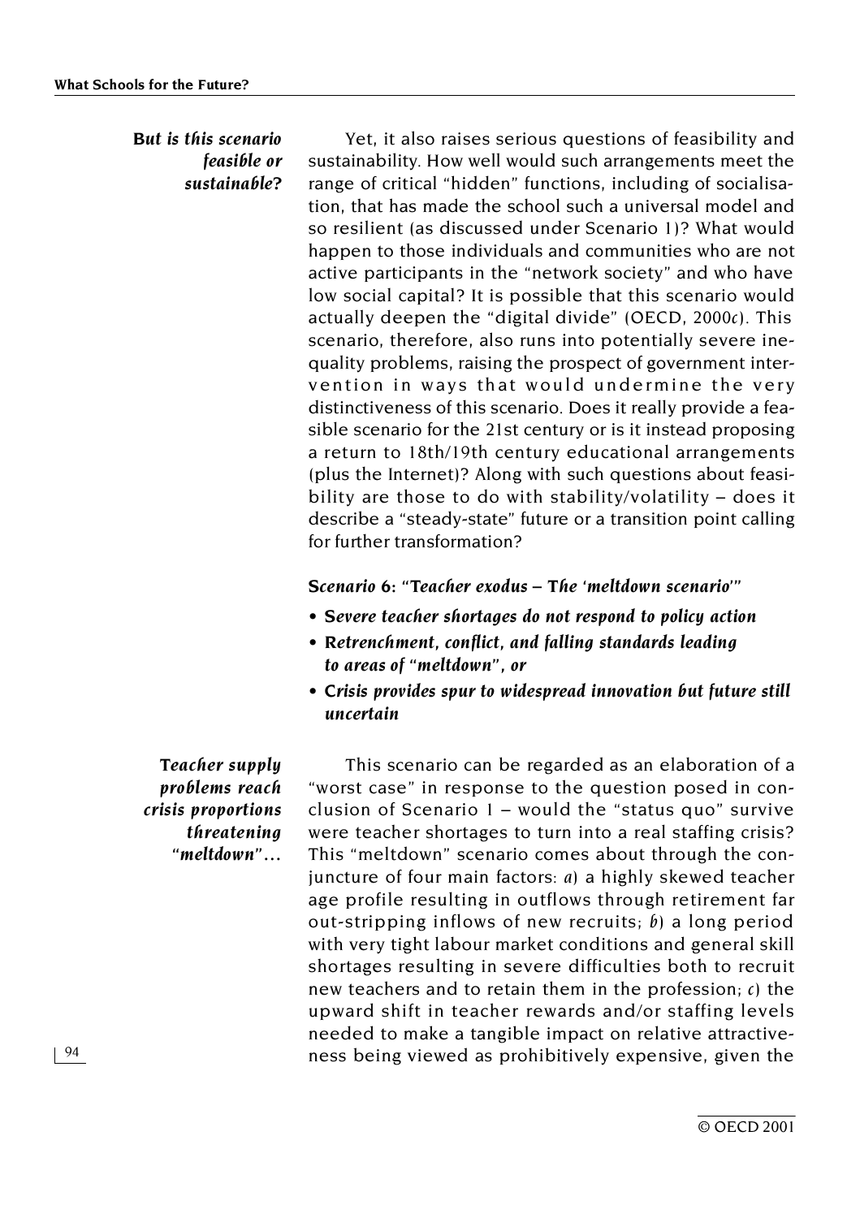*But is this scenario feasible or sustainable?*

Yet, it also raises serious questions of feasibility and sustainability. How well would such arrangements meet the range of critical "hidden" functions, including of socialisation, that has made the school such a universal model and so resilient (as discussed under Scenario 1)? What would happen to those individuals and communities who are not active participants in the "network society" and who have low social capital? It is possible that this scenario would actually deepen the "digital divide" (OECD, 2000*c*). This scenario, therefore, also runs into potentially severe inequality problems, raising the prospect of government intervention in ways that would undermine the very distinctiveness of this scenario. Does it really provide a feasible scenario for the 21st century or is it instead proposing a return to 18th/19th century educational arrangements (plus the Internet)? Along with such questions about feasibility are those to do with stability/volatility – does it describe a "steady-state" future or a transition point calling for further transformation?

### Scenario 6: "Teacher exodus – The 'meltdown scenario'"

- ***Severe teacher shortages do not respond to policy action***
- ***Retrenchment, conflict, and falling standards leading to areas of "meltdown", or***
- ***Crisis provides spur to widespread innovation but future still uncertain***

*Teacher supply problems reach crisis proportions threatening "meltdown"…*

This scenario can be regarded as an elaboration of a "worst case" in response to the question posed in conclusion of Scenario 1 – would the "status quo" survive were teacher shortages to turn into a real staffing crisis? This "meltdown" scenario comes about through the conjuncture of four main factors: *a*) a highly skewed teacher age profile resulting in outflows through retirement far out-stripping inflows of new recruits; *b*) a long period with very tight labour market conditions and general skill shortages resulting in severe difficulties both to recruit new teachers and to retain them in the profession; *c*) the upward shift in teacher rewards and/or staffing levels needed to make a tangible impact on relative attractiveness being viewed as prohibitively expensive, given the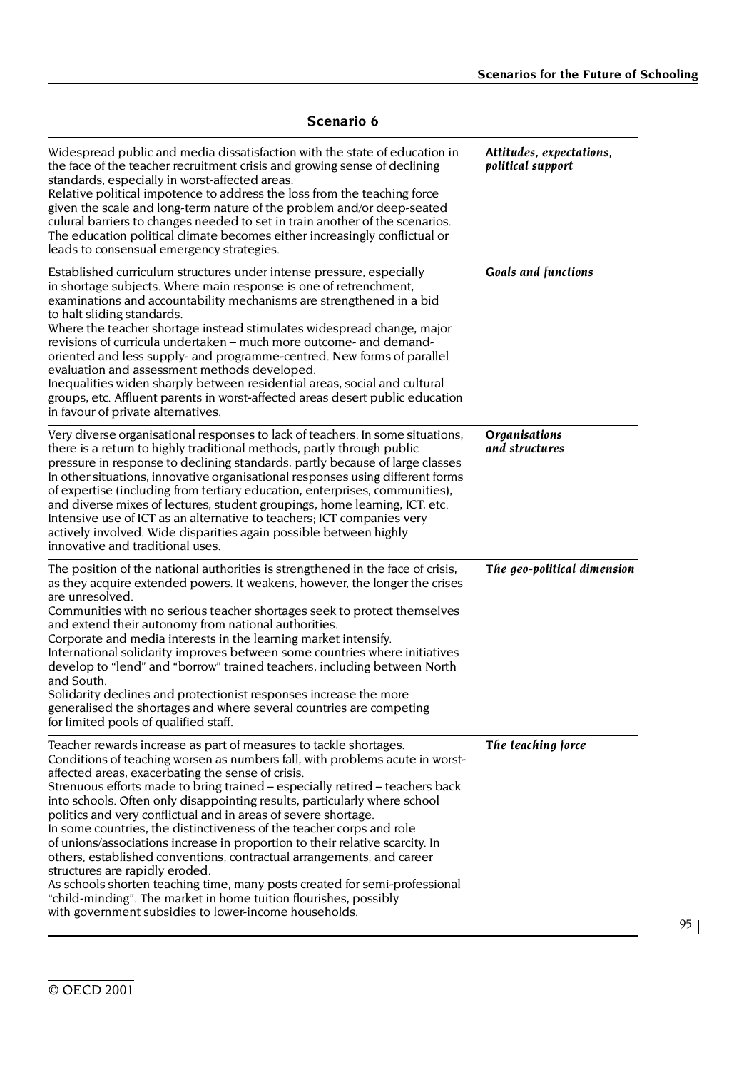**Scenario 6**

| | |
|---|---|
| Widespread public and media dissatisfaction with the state of education in the face of the teacher recruitment crisis and growing sense of declining standards, especially in worst-affected areas.<br>Relative political impotence to address the loss from the teaching force given the scale and long-term nature of the problem and/or deep-seated culural barriers to changes needed to set in train another of the scenarios.<br>The education political climate becomes either increasingly conflictual or leads to consensual emergency strategies. | ***Attitudes, expectations, political support*** |
| Established curriculum structures under intense pressure, especially in shortage subjects. Where main response is one of retrenchment, examinations and accountability mechanisms are strengthened in a bid to halt sliding standards.<br>Where the teacher shortage instead stimulates widespread change, major revisions of curricula undertaken – much more outcome- and demand-oriented and less supply- and programme-centred. New forms of parallel evaluation and assessment methods developed.<br>Inequalities widen sharply between residential areas, social and cultural groups, etc. Affluent parents in worst-affected areas desert public education in favour of private alternatives. | ***Goals and functions*** |
| Very diverse organisational responses to lack of teachers. In some situations, there is a return to highly traditional methods, partly through public pressure in response to declining standards, partly because of large classes In other situations, innovative organisational responses using different forms of expertise (including from tertiary education, enterprises, communities), and diverse mixes of lectures, student groupings, home learning, ICT, etc. Intensive use of ICT as an alternative to teachers; ICT companies very actively involved. Wide disparities again possible between highly innovative and traditional uses. | ***Organisations and structures*** |
| The position of the national authorities is strengthened in the face of crisis, as they acquire extended powers. It weakens, however, the longer the crises are unresolved.<br>Communities with no serious teacher shortages seek to protect themselves and extend their autonomy from national authorities.<br>Corporate and media interests in the learning market intensify.<br>International solidarity improves between some countries where initiatives develop to "lend" and "borrow" trained teachers, including between North and South.<br>Solidarity declines and protectionist responses increase the more generalised the shortages and where several countries are competing for limited pools of qualified staff. | ***The geo-political dimension*** |
| Teacher rewards increase as part of measures to tackle shortages.<br>Conditions of teaching worsen as numbers fall, with problems acute in worst-affected areas, exacerbating the sense of crisis.<br>Strenuous efforts made to bring trained – especially retired – teachers back into schools. Often only disappointing results, particularly where school politics and very conflictual and in areas of severe shortage.<br>In some countries, the distinctiveness of the teacher corps and role of unions/associations increase in proportion to their relative scarcity. In others, established conventions, contractual arrangements, and career structures are rapidly eroded.<br>As schools shorten teaching time, many posts created for semi-professional "child-minding". The market in home tuition flourishes, possibly with government subsidies to lower-income households. | ***The teaching force*** |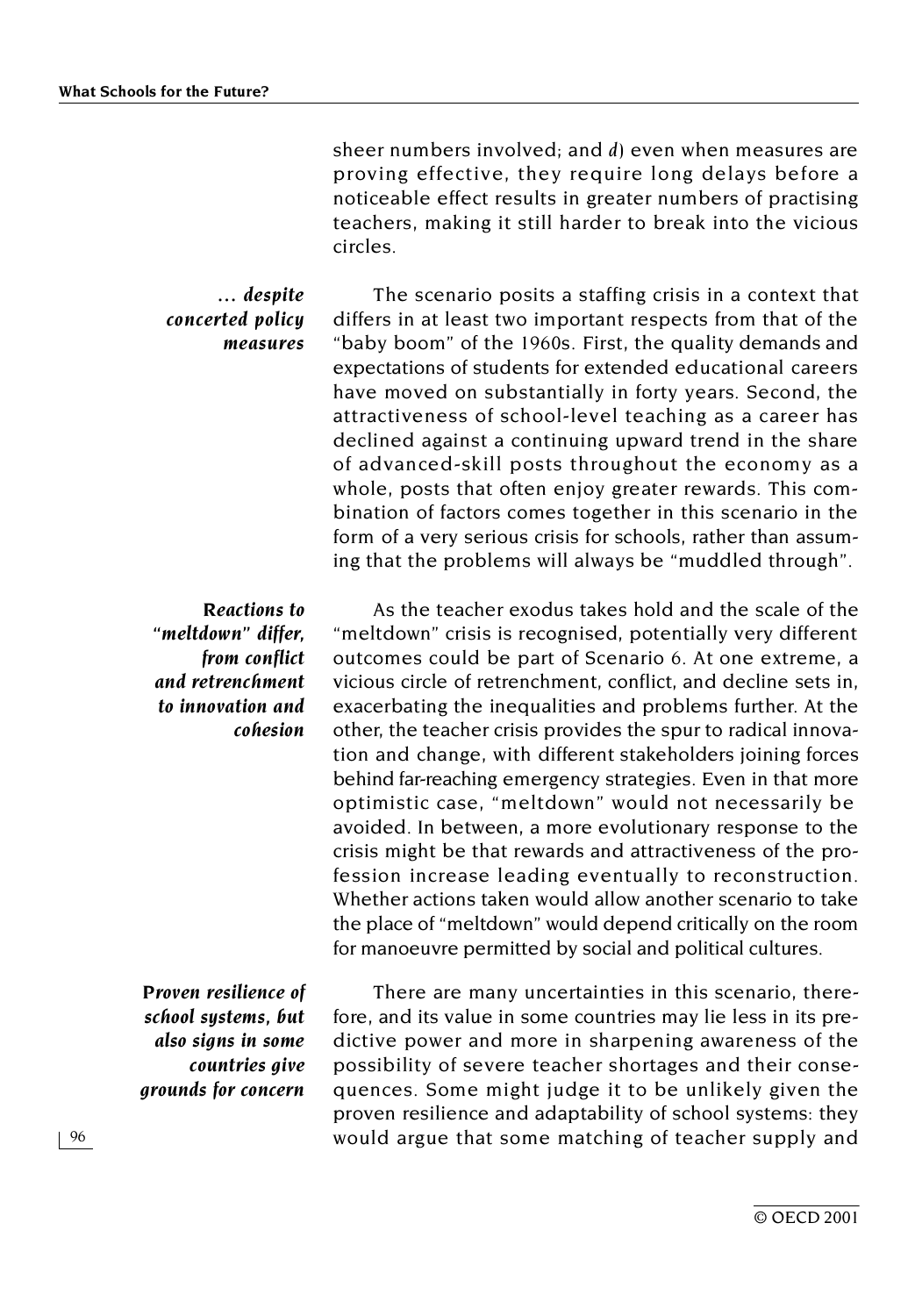sheer numbers involved; and *d*) even when measures are proving effective, they require long delays before a noticeable effect results in greater numbers of practising teachers, making it still harder to break into the vicious circles.

*... despite concerted policy measures*

The scenario posits a staffing crisis in a context that differs in at least two important respects from that of the "baby boom" of the 1960s. First, the quality demands and expectations of students for extended educational careers have moved on substantially in forty years. Second, the attractiveness of school-level teaching as a career has declined against a continuing upward trend in the share of advanced-skill posts throughout the economy as a whole, posts that often enjoy greater rewards. This combination of factors comes together in this scenario in the form of a very serious crisis for schools, rather than assuming that the problems will always be "muddled through".

*Reactions to "meltdown" differ, from conflict and retrenchment to innovation and cohesion*

As the teacher exodus takes hold and the scale of the "meltdown" crisis is recognised, potentially very different outcomes could be part of Scenario 6. At one extreme, a vicious circle of retrenchment, conflict, and decline sets in, exacerbating the inequalities and problems further. At the other, the teacher crisis provides the spur to radical innovation and change, with different stakeholders joining forces behind far-reaching emergency strategies. Even in that more optimistic case, "meltdown" would not necessarily be avoided. In between, a more evolutionary response to the crisis might be that rewards and attractiveness of the profession increase leading eventually to reconstruction. Whether actions taken would allow another scenario to take the place of "meltdown" would depend critically on the room for manoeuvre permitted by social and political cultures.

*Proven resilience of school systems, but also signs in some countries give grounds for concern*

There are many uncertainties in this scenario, therefore, and its value in some countries may lie less in its predictive power and more in sharpening awareness of the possibility of severe teacher shortages and their consequences. Some might judge it to be unlikely given the proven resilience and adaptability of school systems: they would argue that some matching of teacher supply and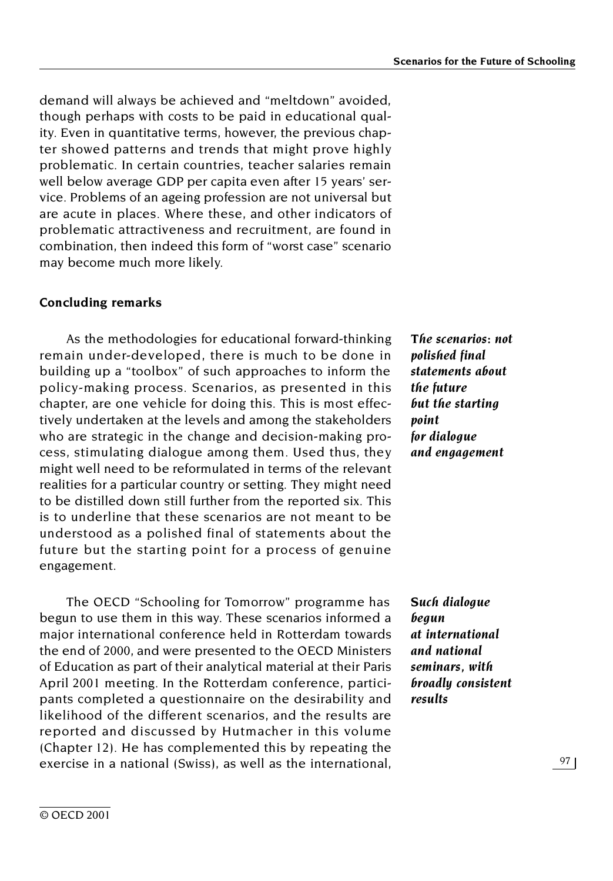demand will always be achieved and "meltdown" avoided, though perhaps with costs to be paid in educational quality. Even in quantitative terms, however, the previous chapter showed patterns and trends that might prove highly problematic. In certain countries, teacher salaries remain well below average GDP per capita even after 15 years' service. Problems of an ageing profession are not universal but are acute in places. Where these, and other indicators of problematic attractiveness and recruitment, are found in combination, then indeed this form of "worst case" scenario may become much more likely.

## Concluding remarks

***The scenarios: not polished final statements about the future but the starting point for dialogue and engagement***

As the methodologies for educational forward-thinking remain under-developed, there is much to be done in building up a "toolbox" of such approaches to inform the policy-making process. Scenarios, as presented in this chapter, are one vehicle for doing this. This is most effectively undertaken at the levels and among the stakeholders who are strategic in the change and decision-making process, stimulating dialogue among them. Used thus, they might well need to be reformulated in terms of the relevant realities for a particular country or setting. They might need to be distilled down still further from the reported six. This is to underline that these scenarios are not meant to be understood as a polished final of statements about the future but the starting point for a process of genuine engagement.

***Such dialogue begun at international and national seminars, with broadly consistent results***

The OECD "Schooling for Tomorrow" programme has begun to use them in this way. These scenarios informed a major international conference held in Rotterdam towards the end of 2000, and were presented to the OECD Ministers of Education as part of their analytical material at their Paris April 2001 meeting. In the Rotterdam conference, participants completed a questionnaire on the desirability and likelihood of the different scenarios, and the results are reported and discussed by Hutmacher in this volume (Chapter 12). He has complemented this by repeating the exercise in a national (Swiss), as well as the international,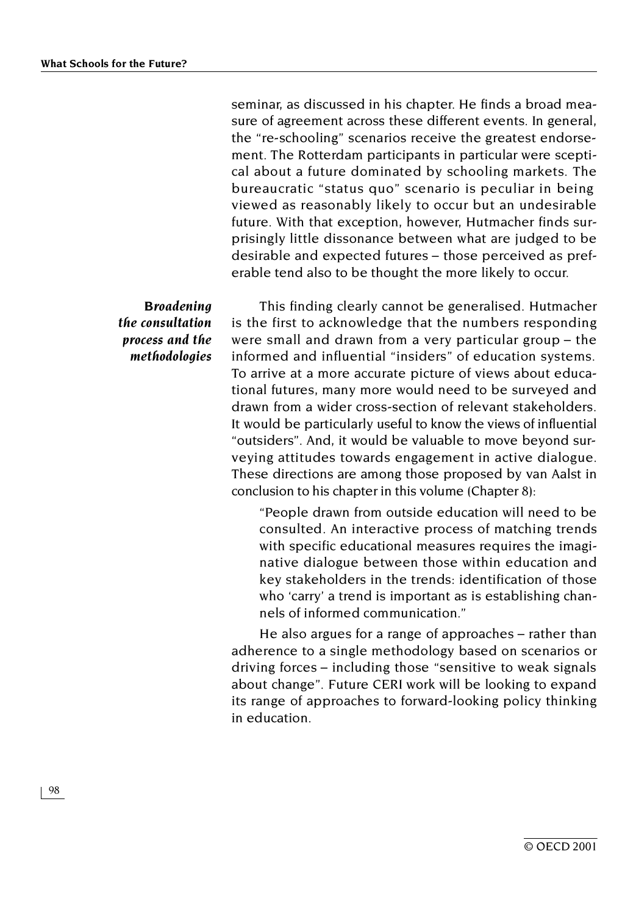seminar, as discussed in his chapter. He finds a broad measure of agreement across these different events. In general, the "re-schooling" scenarios receive the greatest endorsement. The Rotterdam participants in particular were sceptical about a future dominated by schooling markets. The bureaucratic "status quo" scenario is peculiar in being viewed as reasonably likely to occur but an undesirable future. With that exception, however, Hutmacher finds surprisingly little dissonance between what are judged to be desirable and expected futures – those perceived as preferable tend also to be thought the more likely to occur.

### *Broadening the consultation process and the methodologies*

This finding clearly cannot be generalised. Hutmacher is the first to acknowledge that the numbers responding were small and drawn from a very particular group – the informed and influential "insiders" of education systems. To arrive at a more accurate picture of views about educational futures, many more would need to be surveyed and drawn from a wider cross-section of relevant stakeholders. It would be particularly useful to know the views of influential "outsiders". And, it would be valuable to move beyond surveying attitudes towards engagement in active dialogue. These directions are among those proposed by van Aalst in conclusion to his chapter in this volume (Chapter 8):

> "People drawn from outside education will need to be consulted. An interactive process of matching trends with specific educational measures requires the imaginative dialogue between those within education and key stakeholders in the trends: identification of those who 'carry' a trend is important as is establishing channels of informed communication."

He also argues for a range of approaches – rather than adherence to a single methodology based on scenarios or driving forces – including those "sensitive to weak signals about change". Future CERI work will be looking to expand its range of approaches to forward-looking policy thinking in education.